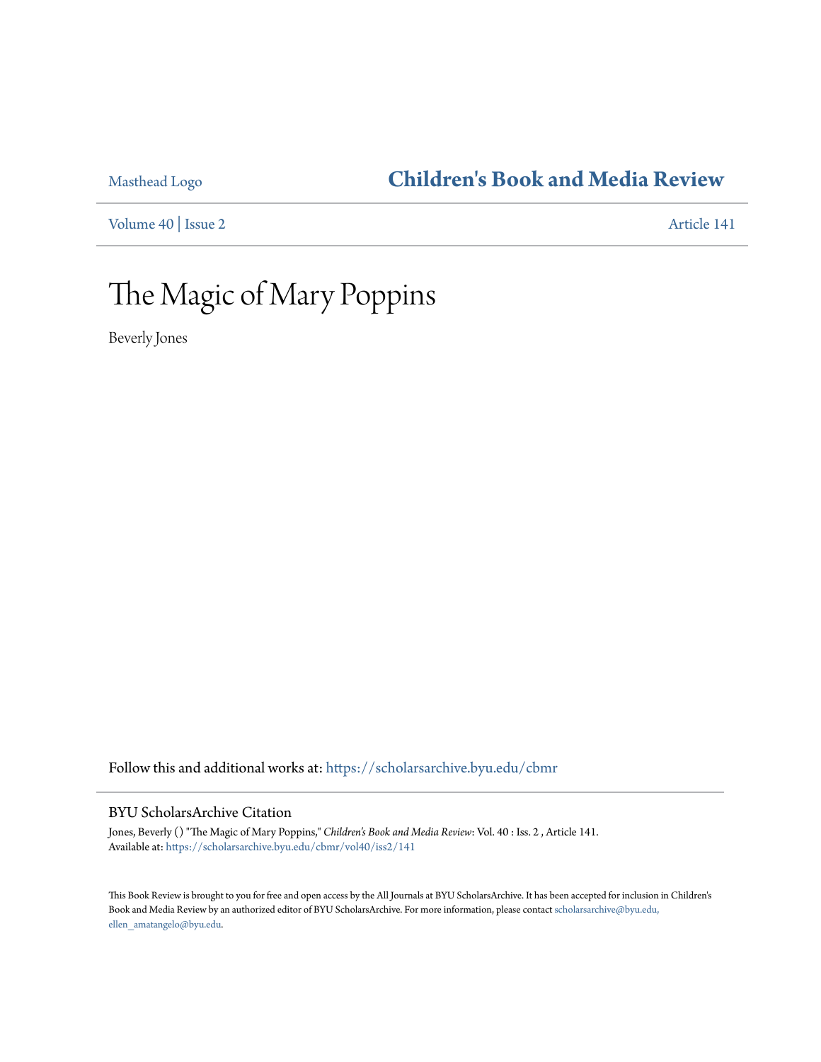Masthead Logo

# Children's Book and Media Review

Volume 40 | Issue 2 Article 141

# The Magic of Mary Poppins

Beverly Jones

Follow this and additional works at: https://scholarsarchive.byu.edu/cbmr

## BYU ScholarsArchive Citation

Jones, Beverly () "The Magic of Mary Poppins," *Children's Book and Media Review*: Vol. 40 : Iss. 2 , Article 141.
Available at: https://scholarsarchive.byu.edu/cbmr/vol40/iss2/141

This Book Review is brought to you for free and open access by the All Journals at BYU ScholarsArchive. It has been accepted for inclusion in Children's Book and Media Review by an authorized editor of BYU ScholarsArchive. For more information, please contact scholarsarchive@byu.edu, ellen_amatangelo@byu.edu.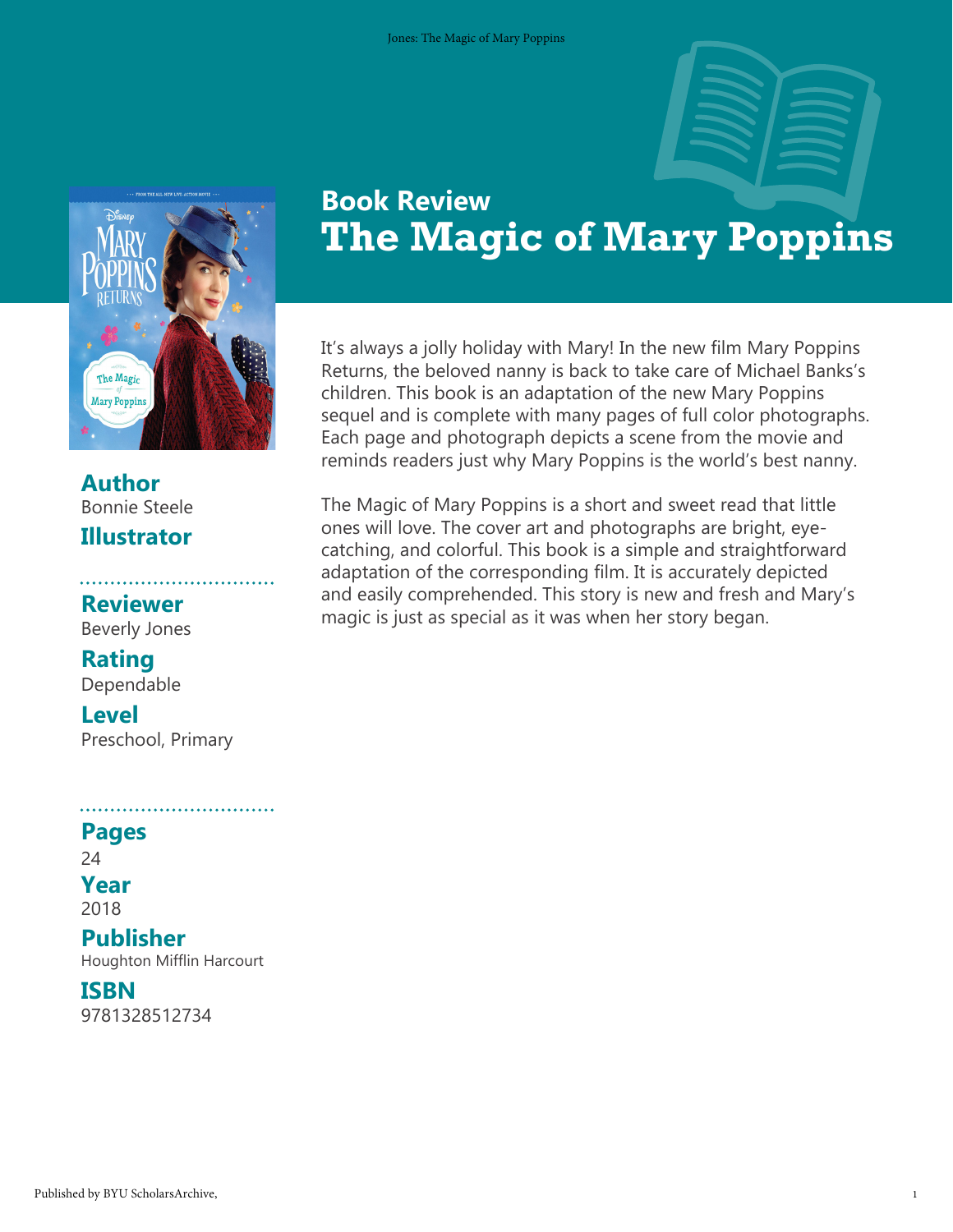## Book Review

# The Magic of Mary Poppins

**Author**
Bonnie Steele

**Illustrator**

**Reviewer**
Beverly Jones

**Rating**
Dependable

**Level**
Preschool, Primary

**Pages**
24

**Year**
2018

**Publisher**
Houghton Mifflin Harcourt

**ISBN**
9781328512734

It's always a jolly holiday with Mary! In the new film Mary Poppins Returns, the beloved nanny is back to take care of Michael Banks's children. This book is an adaptation of the new Mary Poppins sequel and is complete with many pages of full color photographs. Each page and photograph depicts a scene from the movie and reminds readers just why Mary Poppins is the world's best nanny.

The Magic of Mary Poppins is a short and sweet read that little ones will love. The cover art and photographs are bright, eye-catching, and colorful. This book is a simple and straightforward adaptation of the corresponding film. It is accurately depicted and easily comprehended. This story is new and fresh and Mary's magic is just as special as it was when her story began.